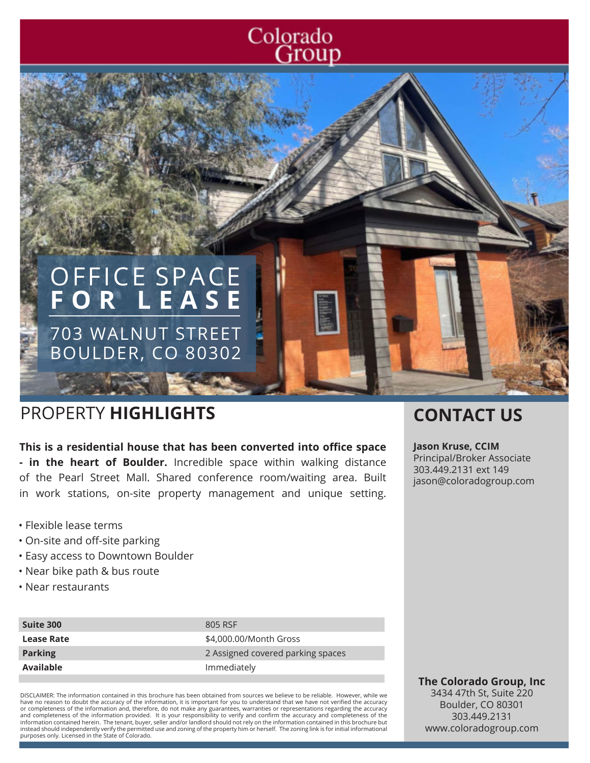Colorado Group

# OFFICE SPACE **FOR LEASE**

703 WALNUT STREET
BOULDER, CO 80302

## PROPERTY **HIGHLIGHTS**

**This is a residential house that has been converted into office space - in the heart of Boulder.** Incredible space within walking distance of the Pearl Street Mall. Shared conference room/waiting area. Built in work stations, on-site property management and unique setting.

- Flexible lease terms
- On-site and off-site parking
- Easy access to Downtown Boulder
- Near bike path & bus route
- Near restaurants

| | |
|---|---|
| **Suite 300** | 805 RSF |
| **Lease Rate** | $4,000.00/Month Gross |
| **Parking** | 2 Assigned covered parking spaces |
| **Available** | Immediately |

DISCLAIMER: The information contained in this brochure has been obtained from sources we believe to be reliable. However, while we have no reason to doubt the accuracy of the information, it is important for you to understand that we have not verified the accuracy or completeness of the information and, therefore, do not make any guarantees, warranties or representations regarding the accuracy and completeness of the information provided. It is your responsibility to verify and confirm the accuracy and completeness of the information contained herein. The tenant, buyer, seller and/or landlord should not rely on the information contained in this brochure but instead should independently verify the permitted use and zoning of the property him or herself. The zoning link is for initial informational purposes only. Licensed in the State of Colorado.

## CONTACT US

**Jason Kruse, CCIM**
Principal/Broker Associate
303.449.2131 ext 149
jason@coloradogroup.com

**The Colorado Group, Inc**
3434 47th St, Suite 220
Boulder, CO 80301
303.449.2131
www.coloradogroup.com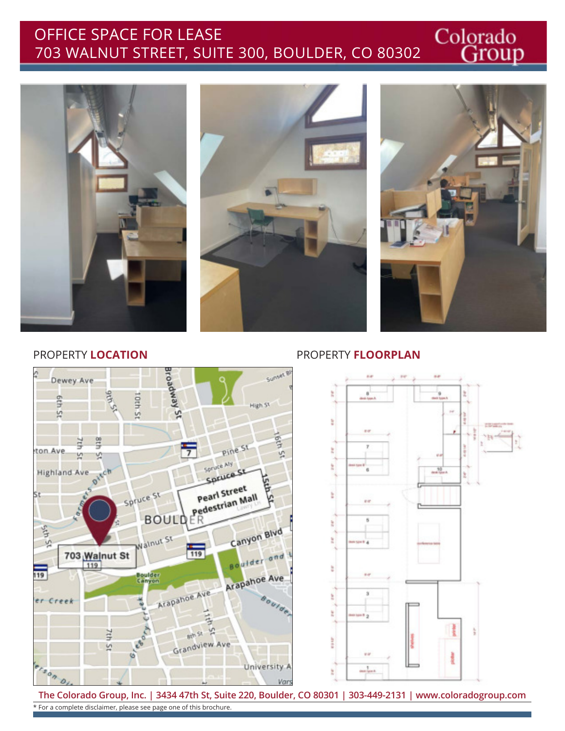# OFFICE SPACE FOR LEASE
## 703 WALNUT STREET, SUITE 300, BOULDER, CO 80302

Colorado Group

## PROPERTY **LOCATION**

## PROPERTY **FLOORPLAN**

**The Colorado Group, Inc. | 3434 47th St, Suite 220, Boulder, CO 80301 | 303-449-2131 | www.coloradogroup.com**

* For a complete disclaimer, please see page one of this brochure.